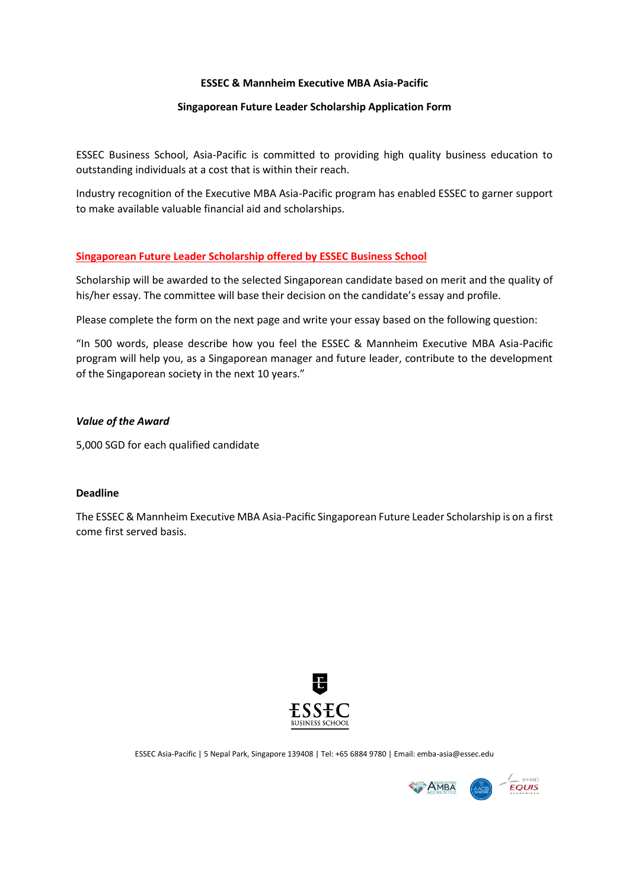**ESSEC & Mannheim Executive MBA Asia-Pacific**

**Singaporean Future Leader Scholarship Application Form**

ESSEC Business School, Asia-Pacific is committed to providing high quality business education to outstanding individuals at a cost that is within their reach.

Industry recognition of the Executive MBA Asia-Pacific program has enabled ESSEC to garner support to make available valuable financial aid and scholarships.

**Singaporean Future Leader Scholarship offered by ESSEC Business School**

Scholarship will be awarded to the selected Singaporean candidate based on merit and the quality of his/her essay. The committee will base their decision on the candidate's essay and profile.

Please complete the form on the next page and write your essay based on the following question:

"In 500 words, please describe how you feel the ESSEC & Mannheim Executive MBA Asia-Pacific program will help you, as a Singaporean manager and future leader, contribute to the development of the Singaporean society in the next 10 years."

***Value of the Award***

5,000 SGD for each qualified candidate

**Deadline**

The ESSEC & Mannheim Executive MBA Asia-Pacific Singaporean Future Leader Scholarship is on a first come first served basis.

ESSEC Asia-Pacific | 5 Nepal Park, Singapore 139408 | Tel: +65 6884 9780 | Email: emba-asia@essec.edu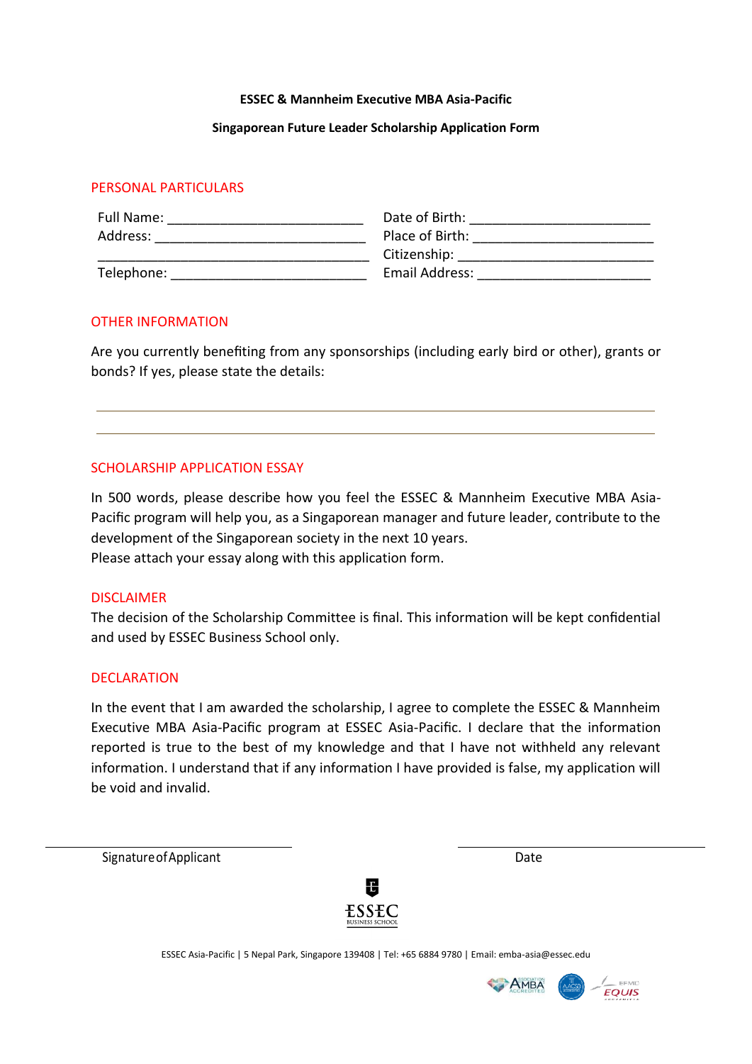**ESSEC & Mannheim Executive MBA Asia-Pacific**

**Singaporean Future Leader Scholarship Application Form**

## PERSONAL PARTICULARS

Full Name: ___________________________

Address: ____________________________

_______________________________________

Telephone: ___________________________

Date of Birth: ________________________

Place of Birth: ________________________

Citizenship: __________________________

Email Address: ________________________

## OTHER INFORMATION

Are you currently benefiting from any sponsorships (including early bird or other), grants or bonds? If yes, please state the details:

_______________________________________________________________________________

_______________________________________________________________________________

## SCHOLARSHIP APPLICATION ESSAY

In 500 words, please describe how you feel the ESSEC & Mannheim Executive MBA Asia-Pacific program will help you, as a Singaporean manager and future leader, contribute to the development of the Singaporean society in the next 10 years.
Please attach your essay along with this application form.

## DISCLAIMER

The decision of the Scholarship Committee is final. This information will be kept confidential and used by ESSEC Business School only.

## DECLARATION

In the event that I am awarded the scholarship, I agree to complete the ESSEC & Mannheim Executive MBA Asia-Pacific program at ESSEC Asia-Pacific. I declare that the information reported is true to the best of my knowledge and that I have not withheld any relevant information. I understand that if any information I have provided is false, my application will be void and invalid.

_______________________________ Signature of Applicant

_______________________________ Date

ESSEC BUSINESS SCHOOL

ESSEC Asia-Pacific | 5 Nepal Park, Singapore 139408 | Tel: +65 6884 9780 | Email: emba-asia@essec.edu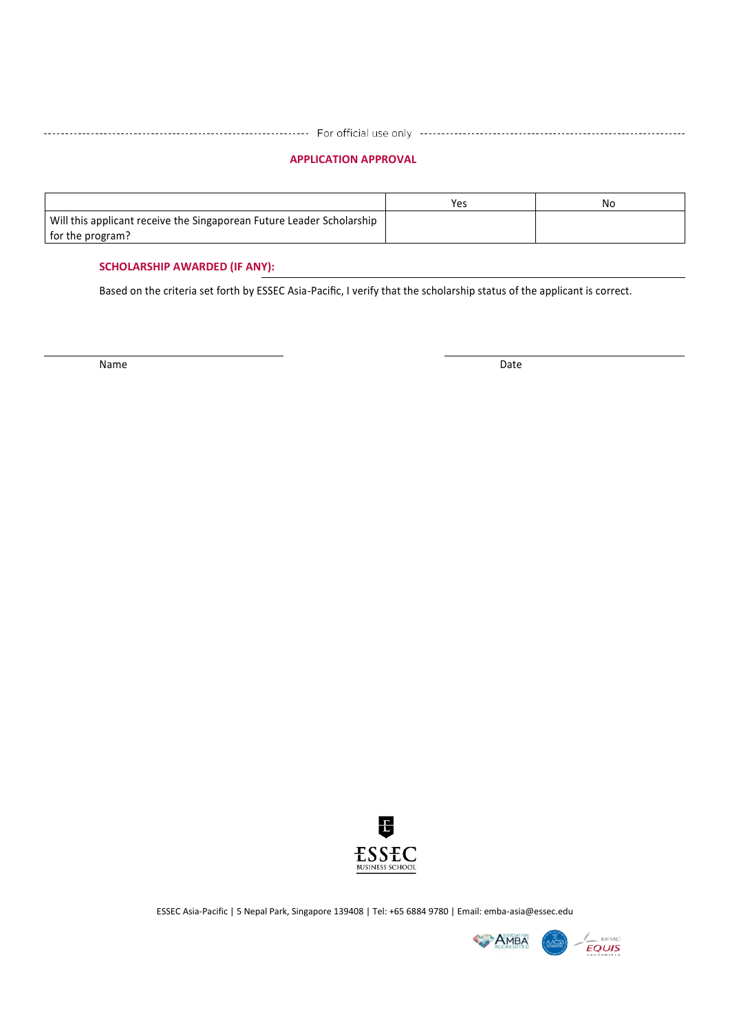For official use only

## APPLICATION APPROVAL

| | Yes | No |
| --- | --- | --- |
| Will this applicant receive the Singaporean Future Leader Scholarship for the program? | | |

**SCHOLARSHIP AWARDED (IF ANY):**

Based on the criteria set forth by ESSEC Asia-Pacific, I verify that the scholarship status of the applicant is correct.

Name

Date

ESSEC Asia-Pacific | 5 Nepal Park, Singapore 139408 | Tel: +65 6884 9780 | Email: emba-asia@essec.edu